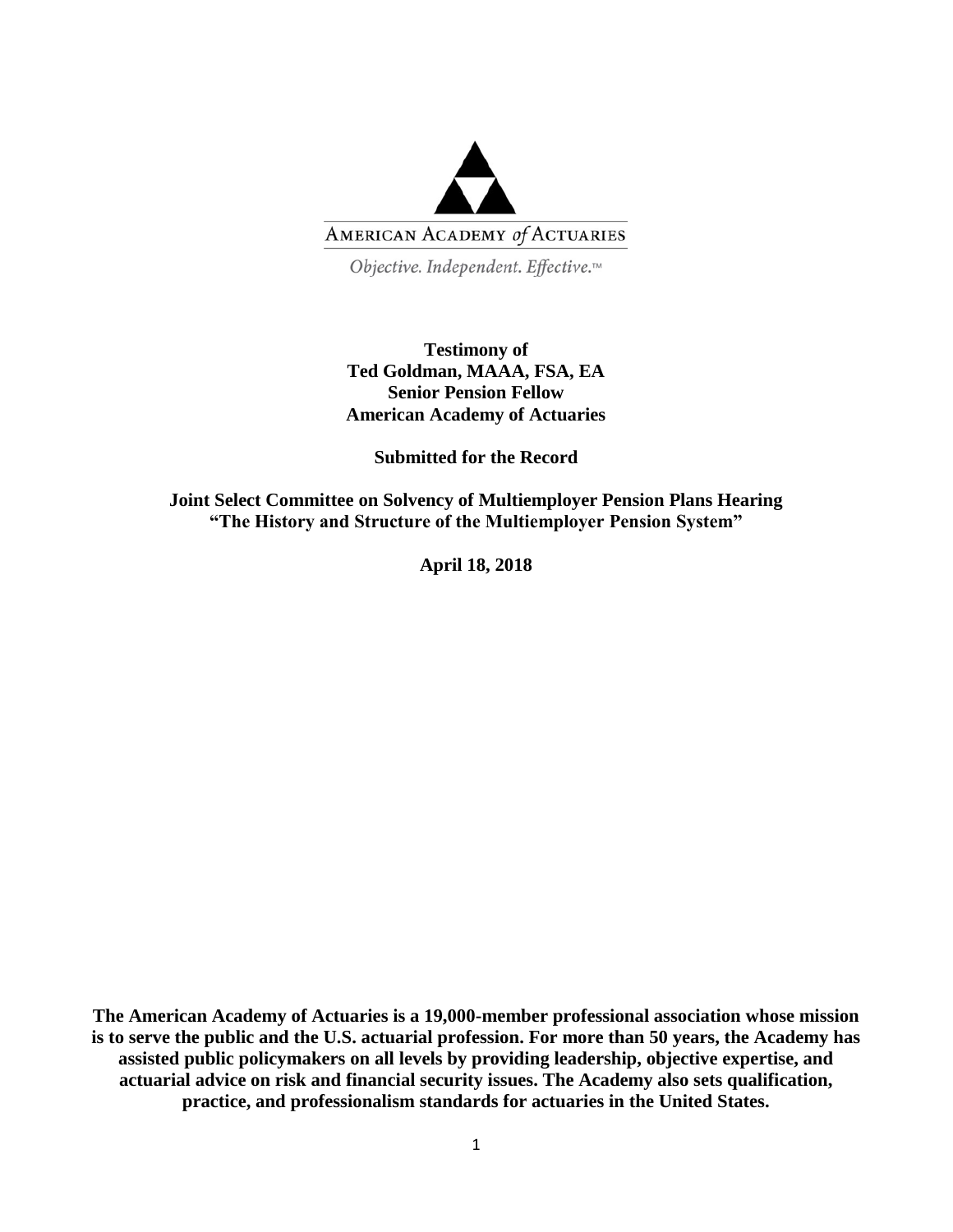AMERICAN ACADEMY *of* ACTUARIES

*Objective. Independent. Effective.™*

**Testimony of**
**Ted Goldman, MAAA, FSA, EA**
**Senior Pension Fellow**
**American Academy of Actuaries**

**Submitted for the Record**

**Joint Select Committee on Solvency of Multiemployer Pension Plans Hearing**
**"The History and Structure of the Multiemployer Pension System"**

**April 18, 2018**

**The American Academy of Actuaries is a 19,000-member professional association whose mission is to serve the public and the U.S. actuarial profession. For more than 50 years, the Academy has assisted public policymakers on all levels by providing leadership, objective expertise, and actuarial advice on risk and financial security issues. The Academy also sets qualification, practice, and professionalism standards for actuaries in the United States.**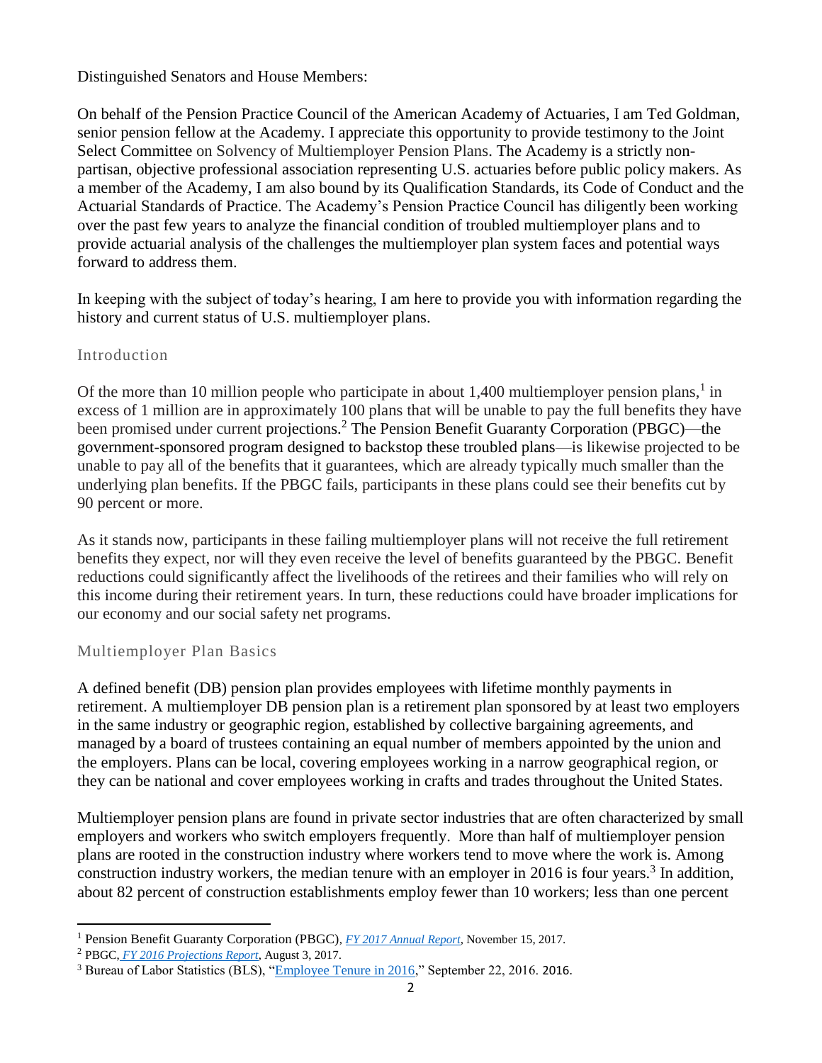Distinguished Senators and House Members:

On behalf of the Pension Practice Council of the American Academy of Actuaries, I am Ted Goldman, senior pension fellow at the Academy. I appreciate this opportunity to provide testimony to the Joint Select Committee on Solvency of Multiemployer Pension Plans. The Academy is a strictly non-partisan, objective professional association representing U.S. actuaries before public policy makers. As a member of the Academy, I am also bound by its Qualification Standards, its Code of Conduct and the Actuarial Standards of Practice. The Academy's Pension Practice Council has diligently been working over the past few years to analyze the financial condition of troubled multiemployer plans and to provide actuarial analysis of the challenges the multiemployer plan system faces and potential ways forward to address them.

In keeping with the subject of today's hearing, I am here to provide you with information regarding the history and current status of U.S. multiemployer plans.

## Introduction

Of the more than 10 million people who participate in about 1,400 multiemployer pension plans,[1] in excess of 1 million are in approximately 100 plans that will be unable to pay the full benefits they have been promised under current projections.[2] The Pension Benefit Guaranty Corporation (PBGC)—the government-sponsored program designed to backstop these troubled plans—is likewise projected to be unable to pay all of the benefits that it guarantees, which are already typically much smaller than the underlying plan benefits. If the PBGC fails, participants in these plans could see their benefits cut by 90 percent or more.

As it stands now, participants in these failing multiemployer plans will not receive the full retirement benefits they expect, nor will they even receive the level of benefits guaranteed by the PBGC. Benefit reductions could significantly affect the livelihoods of the retirees and their families who will rely on this income during their retirement years. In turn, these reductions could have broader implications for our economy and our social safety net programs.

## Multiemployer Plan Basics

A defined benefit (DB) pension plan provides employees with lifetime monthly payments in retirement. A multiemployer DB pension plan is a retirement plan sponsored by at least two employers in the same industry or geographic region, established by collective bargaining agreements, and managed by a board of trustees containing an equal number of members appointed by the union and the employers. Plans can be local, covering employees working in a narrow geographical region, or they can be national and cover employees working in crafts and trades throughout the United States.

Multiemployer pension plans are found in private sector industries that are often characterized by small employers and workers who switch employers frequently. More than half of multiemployer pension plans are rooted in the construction industry where workers tend to move where the work is. Among construction industry workers, the median tenure with an employer in 2016 is four years.[3] In addition, about 82 percent of construction establishments employ fewer than 10 workers; less than one percent

---

[1] Pension Benefit Guaranty Corporation (PBGC), *FY 2017 Annual Report*, November 15, 2017.

[2] PBGC, *FY 2016 Projections Report*, August 3, 2017.

[3] Bureau of Labor Statistics (BLS), "Employee Tenure in 2016," September 22, 2016. 2016.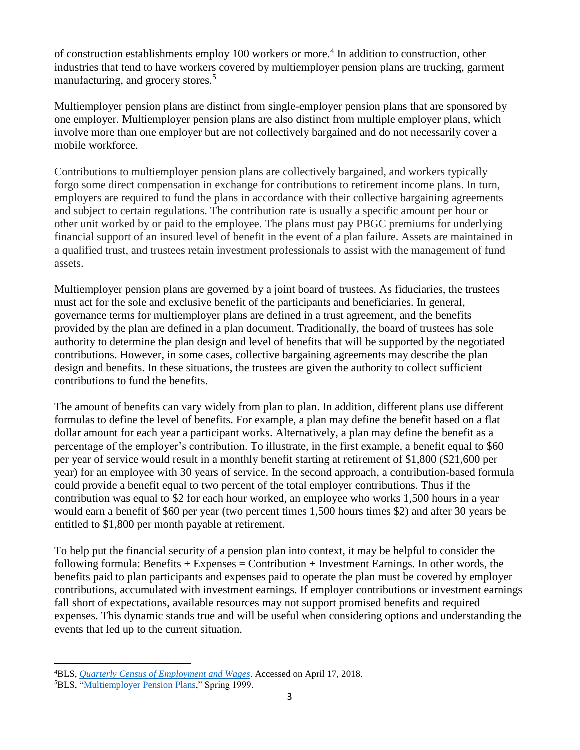of construction establishments employ 100 workers or more.[4] In addition to construction, other industries that tend to have workers covered by multiemployer pension plans are trucking, garment manufacturing, and grocery stores.[5]

Multiemployer pension plans are distinct from single-employer pension plans that are sponsored by one employer. Multiemployer pension plans are also distinct from multiple employer plans, which involve more than one employer but are not collectively bargained and do not necessarily cover a mobile workforce.

Contributions to multiemployer pension plans are collectively bargained, and workers typically forgo some direct compensation in exchange for contributions to retirement income plans. In turn, employers are required to fund the plans in accordance with their collective bargaining agreements and subject to certain regulations. The contribution rate is usually a specific amount per hour or other unit worked by or paid to the employee. The plans must pay PBGC premiums for underlying financial support of an insured level of benefit in the event of a plan failure. Assets are maintained in a qualified trust, and trustees retain investment professionals to assist with the management of fund assets.

Multiemployer pension plans are governed by a joint board of trustees. As fiduciaries, the trustees must act for the sole and exclusive benefit of the participants and beneficiaries. In general, governance terms for multiemployer plans are defined in a trust agreement, and the benefits provided by the plan are defined in a plan document. Traditionally, the board of trustees has sole authority to determine the plan design and level of benefits that will be supported by the negotiated contributions. However, in some cases, collective bargaining agreements may describe the plan design and benefits. In these situations, the trustees are given the authority to collect sufficient contributions to fund the benefits.

The amount of benefits can vary widely from plan to plan. In addition, different plans use different formulas to define the level of benefits. For example, a plan may define the benefit based on a flat dollar amount for each year a participant works. Alternatively, a plan may define the benefit as a percentage of the employer's contribution. To illustrate, in the first example, a benefit equal to $60 per year of service would result in a monthly benefit starting at retirement of $1,800 ($21,600 per year) for an employee with 30 years of service. In the second approach, a contribution-based formula could provide a benefit equal to two percent of the total employer contributions. Thus if the contribution was equal to $2 for each hour worked, an employee who works 1,500 hours in a year would earn a benefit of $60 per year (two percent times 1,500 hours times $2) and after 30 years be entitled to $1,800 per month payable at retirement.

To help put the financial security of a pension plan into context, it may be helpful to consider the following formula: Benefits + Expenses = Contribution + Investment Earnings. In other words, the benefits paid to plan participants and expenses paid to operate the plan must be covered by employer contributions, accumulated with investment earnings. If employer contributions or investment earnings fall short of expectations, available resources may not support promised benefits and required expenses. This dynamic stands true and will be useful when considering options and understanding the events that led up to the current situation.

---

[4] BLS, *Quarterly Census of Employment and Wages*. Accessed on April 17, 2018.

[5] BLS, "Multiemployer Pension Plans," Spring 1999.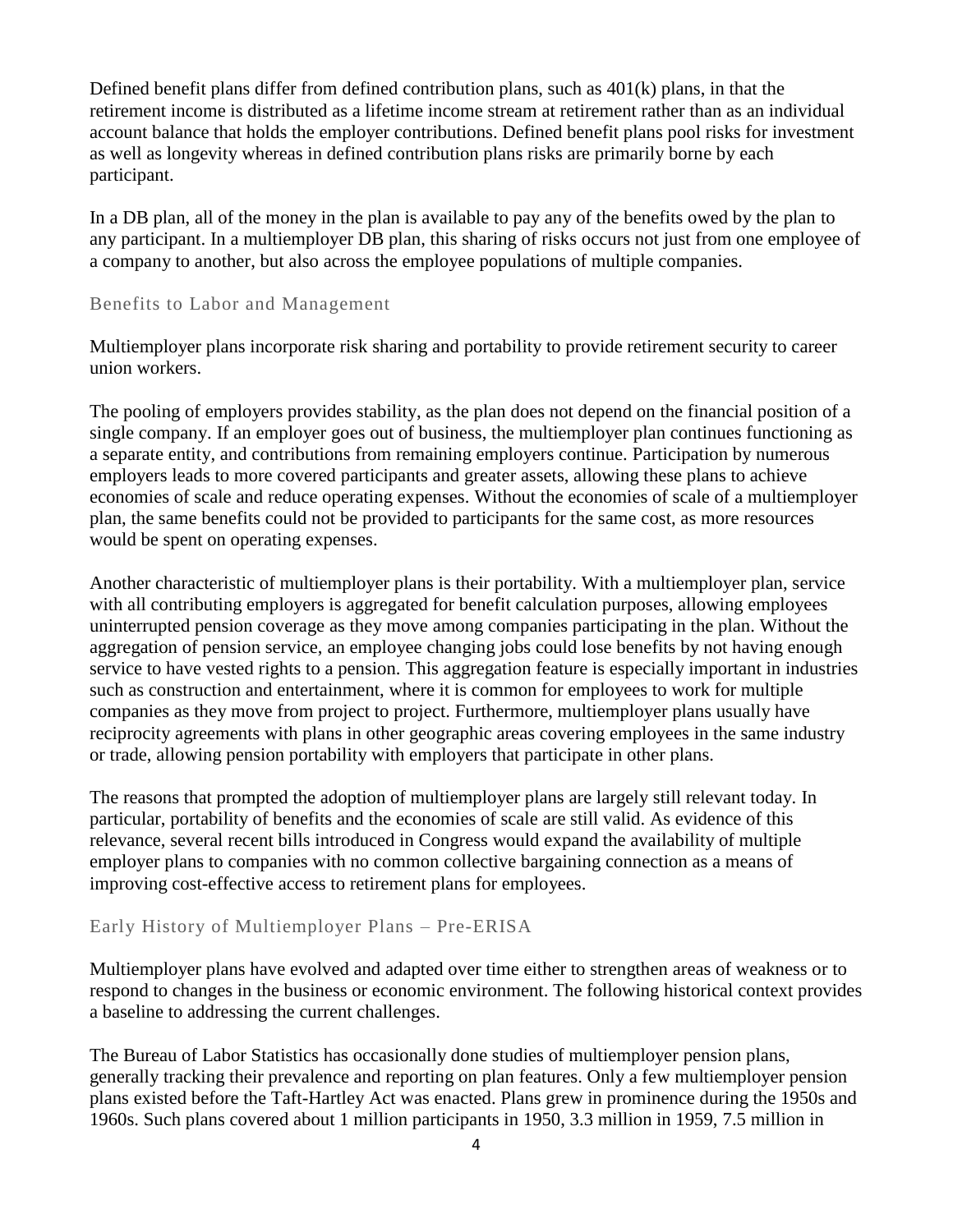Defined benefit plans differ from defined contribution plans, such as 401(k) plans, in that the retirement income is distributed as a lifetime income stream at retirement rather than as an individual account balance that holds the employer contributions. Defined benefit plans pool risks for investment as well as longevity whereas in defined contribution plans risks are primarily borne by each participant.

In a DB plan, all of the money in the plan is available to pay any of the benefits owed by the plan to any participant. In a multiemployer DB plan, this sharing of risks occurs not just from one employee of a company to another, but also across the employee populations of multiple companies.

## Benefits to Labor and Management

Multiemployer plans incorporate risk sharing and portability to provide retirement security to career union workers.

The pooling of employers provides stability, as the plan does not depend on the financial position of a single company. If an employer goes out of business, the multiemployer plan continues functioning as a separate entity, and contributions from remaining employers continue. Participation by numerous employers leads to more covered participants and greater assets, allowing these plans to achieve economies of scale and reduce operating expenses. Without the economies of scale of a multiemployer plan, the same benefits could not be provided to participants for the same cost, as more resources would be spent on operating expenses.

Another characteristic of multiemployer plans is their portability. With a multiemployer plan, service with all contributing employers is aggregated for benefit calculation purposes, allowing employees uninterrupted pension coverage as they move among companies participating in the plan. Without the aggregation of pension service, an employee changing jobs could lose benefits by not having enough service to have vested rights to a pension. This aggregation feature is especially important in industries such as construction and entertainment, where it is common for employees to work for multiple companies as they move from project to project. Furthermore, multiemployer plans usually have reciprocity agreements with plans in other geographic areas covering employees in the same industry or trade, allowing pension portability with employers that participate in other plans.

The reasons that prompted the adoption of multiemployer plans are largely still relevant today. In particular, portability of benefits and the economies of scale are still valid. As evidence of this relevance, several recent bills introduced in Congress would expand the availability of multiple employer plans to companies with no common collective bargaining connection as a means of improving cost-effective access to retirement plans for employees.

## Early History of Multiemployer Plans – Pre-ERISA

Multiemployer plans have evolved and adapted over time either to strengthen areas of weakness or to respond to changes in the business or economic environment. The following historical context provides a baseline to addressing the current challenges.

The Bureau of Labor Statistics has occasionally done studies of multiemployer pension plans, generally tracking their prevalence and reporting on plan features. Only a few multiemployer pension plans existed before the Taft-Hartley Act was enacted. Plans grew in prominence during the 1950s and 1960s. Such plans covered about 1 million participants in 1950, 3.3 million in 1959, 7.5 million in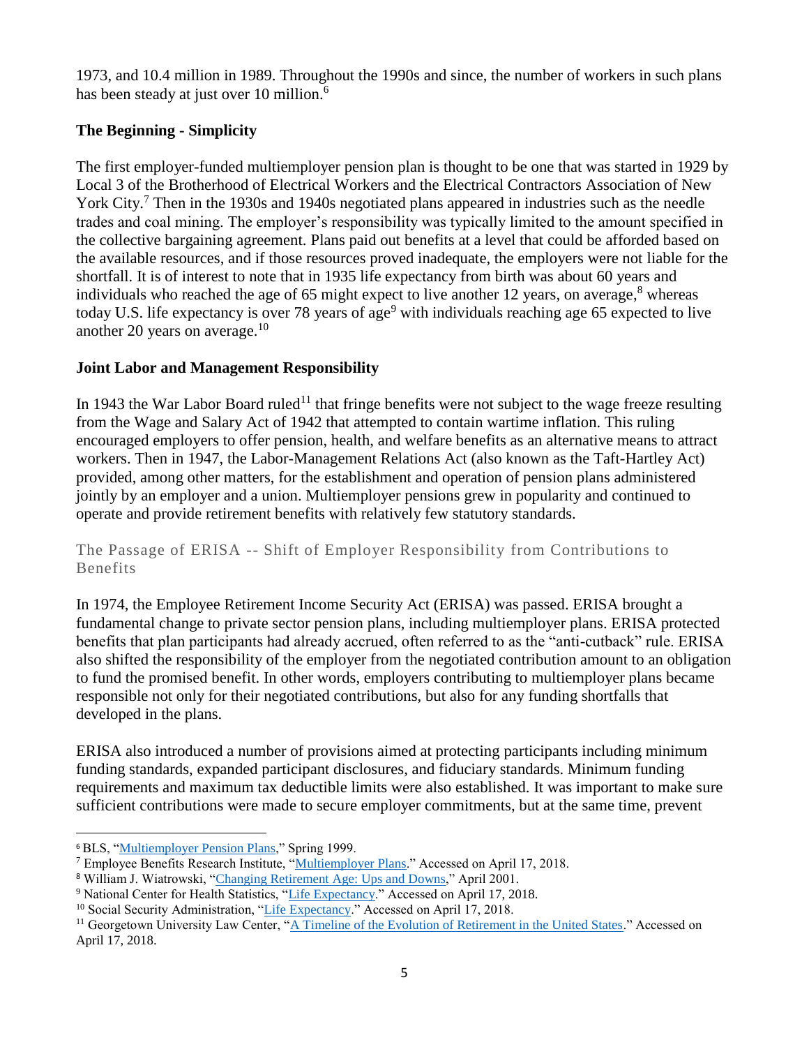1973, and 10.4 million in 1989. Throughout the 1990s and since, the number of workers in such plans has been steady at just over 10 million.[6]

**The Beginning - Simplicity**

The first employer-funded multiemployer pension plan is thought to be one that was started in 1929 by Local 3 of the Brotherhood of Electrical Workers and the Electrical Contractors Association of New York City.[7] Then in the 1930s and 1940s negotiated plans appeared in industries such as the needle trades and coal mining. The employer's responsibility was typically limited to the amount specified in the collective bargaining agreement. Plans paid out benefits at a level that could be afforded based on the available resources, and if those resources proved inadequate, the employers were not liable for the shortfall. It is of interest to note that in 1935 life expectancy from birth was about 60 years and individuals who reached the age of 65 might expect to live another 12 years, on average,[8] whereas today U.S. life expectancy is over 78 years of age[9] with individuals reaching age 65 expected to live another 20 years on average.[10]

**Joint Labor and Management Responsibility**

In 1943 the War Labor Board ruled[11] that fringe benefits were not subject to the wage freeze resulting from the Wage and Salary Act of 1942 that attempted to contain wartime inflation. This ruling encouraged employers to offer pension, health, and welfare benefits as an alternative means to attract workers. Then in 1947, the Labor-Management Relations Act (also known as the Taft-Hartley Act) provided, among other matters, for the establishment and operation of pension plans administered jointly by an employer and a union. Multiemployer pensions grew in popularity and continued to operate and provide retirement benefits with relatively few statutory standards.

### The Passage of ERISA -- Shift of Employer Responsibility from Contributions to Benefits

In 1974, the Employee Retirement Income Security Act (ERISA) was passed. ERISA brought a fundamental change to private sector pension plans, including multiemployer plans. ERISA protected benefits that plan participants had already accrued, often referred to as the "anti-cutback" rule. ERISA also shifted the responsibility of the employer from the negotiated contribution amount to an obligation to fund the promised benefit. In other words, employers contributing to multiemployer plans became responsible not only for their negotiated contributions, but also for any funding shortfalls that developed in the plans.

ERISA also introduced a number of provisions aimed at protecting participants including minimum funding standards, expanded participant disclosures, and fiduciary standards. Minimum funding requirements and maximum tax deductible limits were also established. It was important to make sure sufficient contributions were made to secure employer commitments, but at the same time, prevent

---

[6] BLS, "Multiemployer Pension Plans," Spring 1999.

[7] Employee Benefits Research Institute, "Multiemployer Plans." Accessed on April 17, 2018.

[8] William J. Wiatrowski, "Changing Retirement Age: Ups and Downs," April 2001.

[9] National Center for Health Statistics, "Life Expectancy." Accessed on April 17, 2018.

[10] Social Security Administration, "Life Expectancy." Accessed on April 17, 2018.

[11] Georgetown University Law Center, "A Timeline of the Evolution of Retirement in the United States." Accessed on April 17, 2018.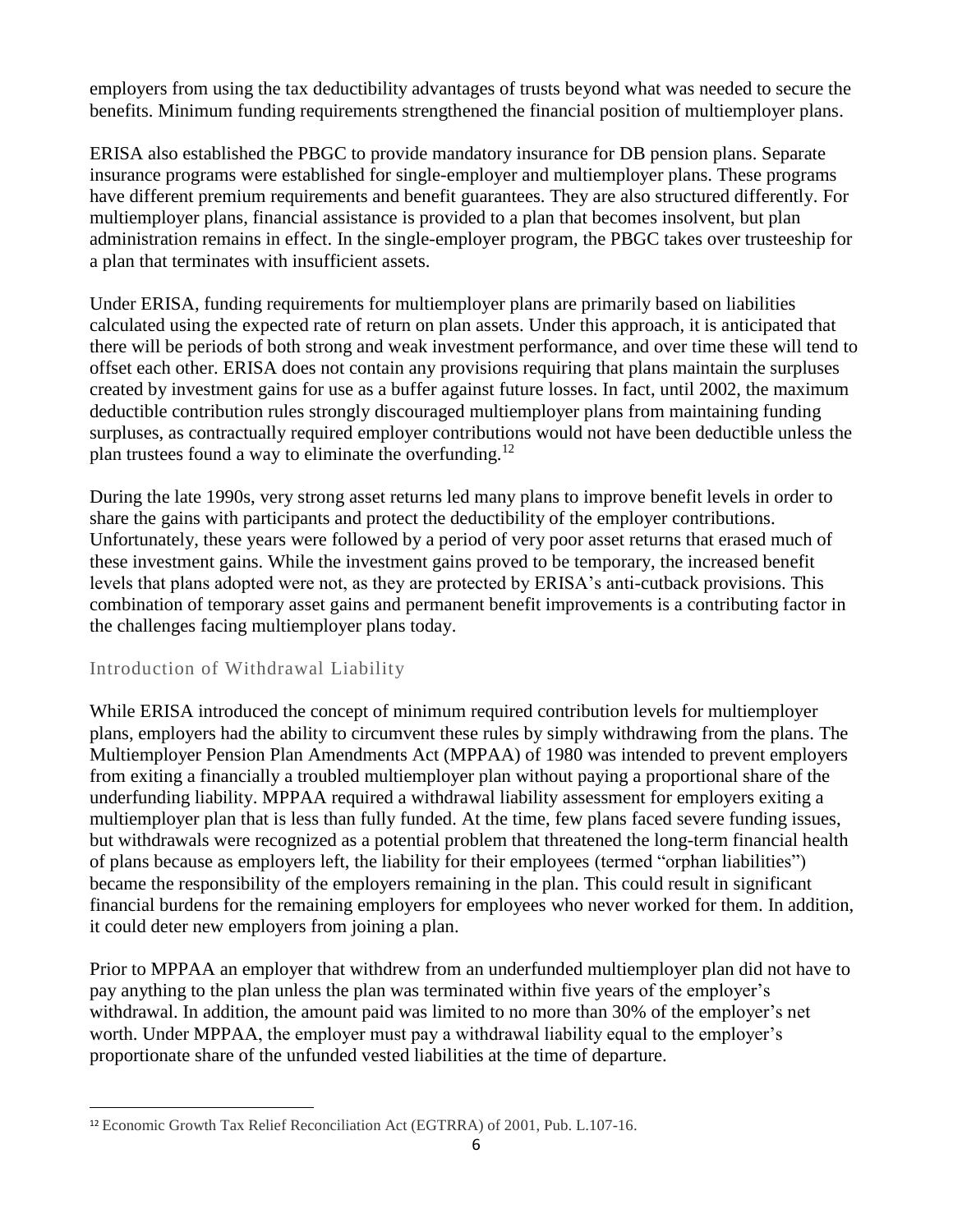employers from using the tax deductibility advantages of trusts beyond what was needed to secure the benefits. Minimum funding requirements strengthened the financial position of multiemployer plans.

ERISA also established the PBGC to provide mandatory insurance for DB pension plans. Separate insurance programs were established for single-employer and multiemployer plans. These programs have different premium requirements and benefit guarantees. They are also structured differently. For multiemployer plans, financial assistance is provided to a plan that becomes insolvent, but plan administration remains in effect. In the single-employer program, the PBGC takes over trusteeship for a plan that terminates with insufficient assets.

Under ERISA, funding requirements for multiemployer plans are primarily based on liabilities calculated using the expected rate of return on plan assets. Under this approach, it is anticipated that there will be periods of both strong and weak investment performance, and over time these will tend to offset each other. ERISA does not contain any provisions requiring that plans maintain the surpluses created by investment gains for use as a buffer against future losses. In fact, until 2002, the maximum deductible contribution rules strongly discouraged multiemployer plans from maintaining funding surpluses, as contractually required employer contributions would not have been deductible unless the plan trustees found a way to eliminate the overfunding.[12]

During the late 1990s, very strong asset returns led many plans to improve benefit levels in order to share the gains with participants and protect the deductibility of the employer contributions. Unfortunately, these years were followed by a period of very poor asset returns that erased much of these investment gains. While the investment gains proved to be temporary, the increased benefit levels that plans adopted were not, as they are protected by ERISA's anti-cutback provisions. This combination of temporary asset gains and permanent benefit improvements is a contributing factor in the challenges facing multiemployer plans today.

## Introduction of Withdrawal Liability

While ERISA introduced the concept of minimum required contribution levels for multiemployer plans, employers had the ability to circumvent these rules by simply withdrawing from the plans. The Multiemployer Pension Plan Amendments Act (MPPAA) of 1980 was intended to prevent employers from exiting a financially a troubled multiemployer plan without paying a proportional share of the underfunding liability. MPPAA required a withdrawal liability assessment for employers exiting a multiemployer plan that is less than fully funded. At the time, few plans faced severe funding issues, but withdrawals were recognized as a potential problem that threatened the long-term financial health of plans because as employers left, the liability for their employees (termed "orphan liabilities") became the responsibility of the employers remaining in the plan. This could result in significant financial burdens for the remaining employers for employees who never worked for them. In addition, it could deter new employers from joining a plan.

Prior to MPPAA an employer that withdrew from an underfunded multiemployer plan did not have to pay anything to the plan unless the plan was terminated within five years of the employer's withdrawal. In addition, the amount paid was limited to no more than 30% of the employer's net worth. Under MPPAA, the employer must pay a withdrawal liability equal to the employer's proportionate share of the unfunded vested liabilities at the time of departure.

---

[12] Economic Growth Tax Relief Reconciliation Act (EGTRRA) of 2001, Pub. L.107-16.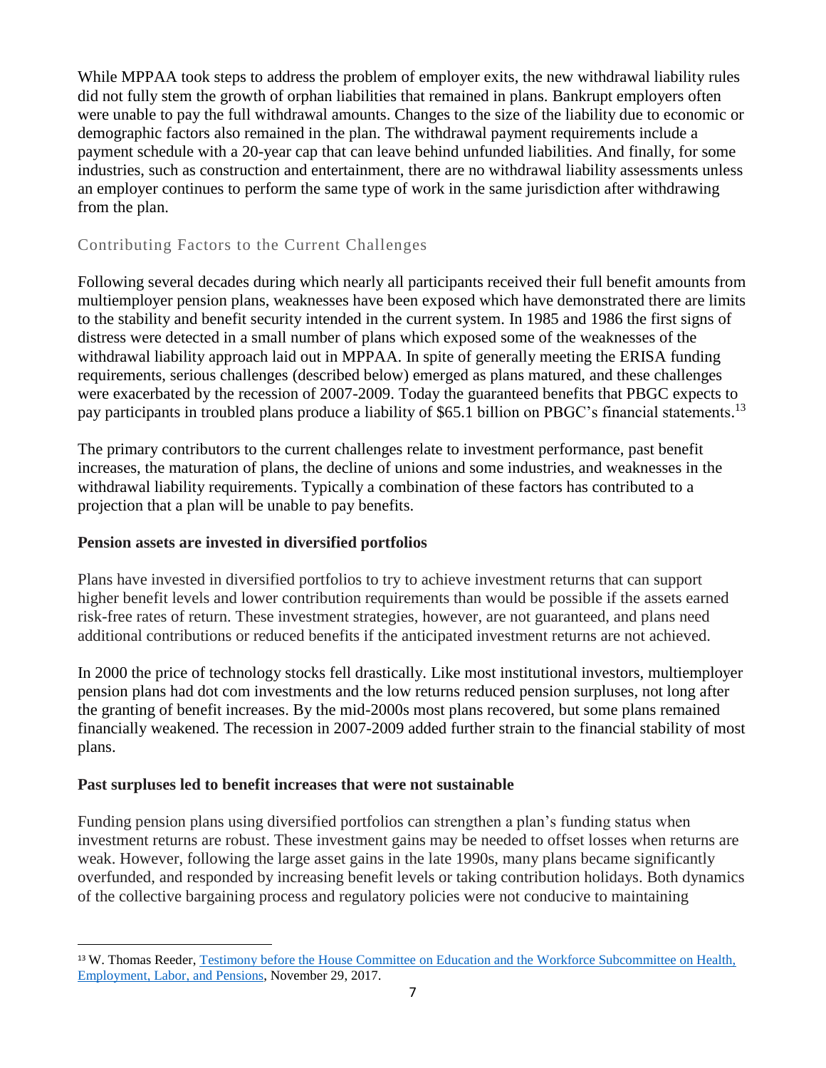While MPPAA took steps to address the problem of employer exits, the new withdrawal liability rules did not fully stem the growth of orphan liabilities that remained in plans. Bankrupt employers often were unable to pay the full withdrawal amounts. Changes to the size of the liability due to economic or demographic factors also remained in the plan. The withdrawal payment requirements include a payment schedule with a 20-year cap that can leave behind unfunded liabilities. And finally, for some industries, such as construction and entertainment, there are no withdrawal liability assessments unless an employer continues to perform the same type of work in the same jurisdiction after withdrawing from the plan.

## Contributing Factors to the Current Challenges

Following several decades during which nearly all participants received their full benefit amounts from multiemployer pension plans, weaknesses have been exposed which have demonstrated there are limits to the stability and benefit security intended in the current system. In 1985 and 1986 the first signs of distress were detected in a small number of plans which exposed some of the weaknesses of the withdrawal liability approach laid out in MPPAA. In spite of generally meeting the ERISA funding requirements, serious challenges (described below) emerged as plans matured, and these challenges were exacerbated by the recession of 2007-2009. Today the guaranteed benefits that PBGC expects to pay participants in troubled plans produce a liability of $65.1 billion on PBGC's financial statements.[13]

The primary contributors to the current challenges relate to investment performance, past benefit increases, the maturation of plans, the decline of unions and some industries, and weaknesses in the withdrawal liability requirements. Typically a combination of these factors has contributed to a projection that a plan will be unable to pay benefits.

### Pension assets are invested in diversified portfolios

Plans have invested in diversified portfolios to try to achieve investment returns that can support higher benefit levels and lower contribution requirements than would be possible if the assets earned risk-free rates of return. These investment strategies, however, are not guaranteed, and plans need additional contributions or reduced benefits if the anticipated investment returns are not achieved.

In 2000 the price of technology stocks fell drastically. Like most institutional investors, multiemployer pension plans had dot com investments and the low returns reduced pension surpluses, not long after the granting of benefit increases. By the mid-2000s most plans recovered, but some plans remained financially weakened. The recession in 2007-2009 added further strain to the financial stability of most plans.

### Past surpluses led to benefit increases that were not sustainable

Funding pension plans using diversified portfolios can strengthen a plan's funding status when investment returns are robust. These investment gains may be needed to offset losses when returns are weak. However, following the large asset gains in the late 1990s, many plans became significantly overfunded, and responded by increasing benefit levels or taking contribution holidays. Both dynamics of the collective bargaining process and regulatory policies were not conducive to maintaining

---

[13] W. Thomas Reeder, Testimony before the House Committee on Education and the Workforce Subcommittee on Health, Employment, Labor, and Pensions, November 29, 2017.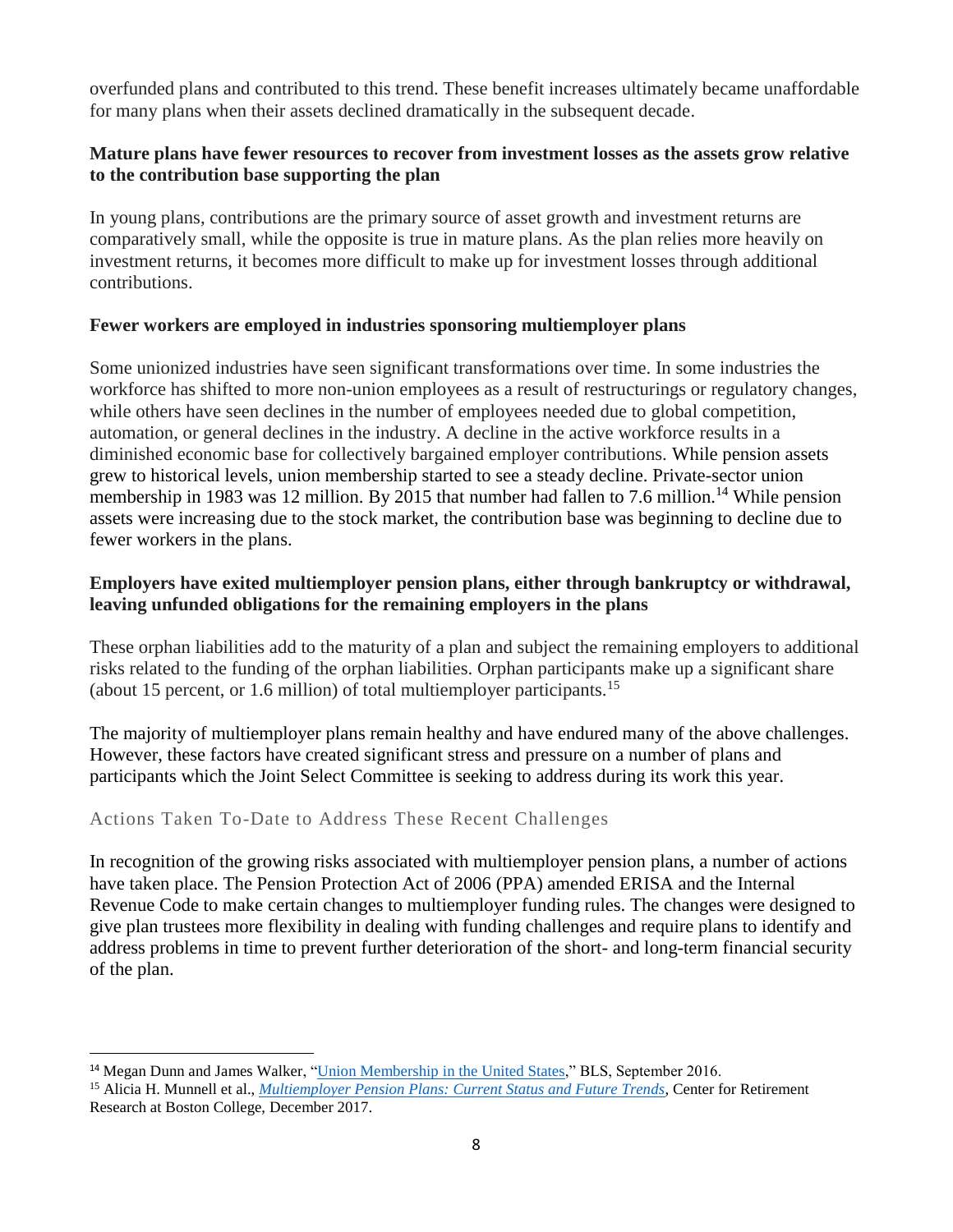overfunded plans and contributed to this trend. These benefit increases ultimately became unaffordable for many plans when their assets declined dramatically in the subsequent decade.

**Mature plans have fewer resources to recover from investment losses as the assets grow relative to the contribution base supporting the plan**

In young plans, contributions are the primary source of asset growth and investment returns are comparatively small, while the opposite is true in mature plans. As the plan relies more heavily on investment returns, it becomes more difficult to make up for investment losses through additional contributions.

**Fewer workers are employed in industries sponsoring multiemployer plans**

Some unionized industries have seen significant transformations over time. In some industries the workforce has shifted to more non-union employees as a result of restructurings or regulatory changes, while others have seen declines in the number of employees needed due to global competition, automation, or general declines in the industry. A decline in the active workforce results in a diminished economic base for collectively bargained employer contributions. While pension assets grew to historical levels, union membership started to see a steady decline. Private-sector union membership in 1983 was 12 million. By 2015 that number had fallen to 7.6 million.[14] While pension assets were increasing due to the stock market, the contribution base was beginning to decline due to fewer workers in the plans.

**Employers have exited multiemployer pension plans, either through bankruptcy or withdrawal, leaving unfunded obligations for the remaining employers in the plans**

These orphan liabilities add to the maturity of a plan and subject the remaining employers to additional risks related to the funding of the orphan liabilities. Orphan participants make up a significant share (about 15 percent, or 1.6 million) of total multiemployer participants.[15]

The majority of multiemployer plans remain healthy and have endured many of the above challenges. However, these factors have created significant stress and pressure on a number of plans and participants which the Joint Select Committee is seeking to address during its work this year.

## Actions Taken To-Date to Address These Recent Challenges

In recognition of the growing risks associated with multiemployer pension plans, a number of actions have taken place. The Pension Protection Act of 2006 (PPA) amended ERISA and the Internal Revenue Code to make certain changes to multiemployer funding rules. The changes were designed to give plan trustees more flexibility in dealing with funding challenges and require plans to identify and address problems in time to prevent further deterioration of the short- and long-term financial security of the plan.

---

[14] Megan Dunn and James Walker, "Union Membership in the United States," BLS, September 2016.

[15] Alicia H. Munnell et al., *Multiemployer Pension Plans: Current Status and Future Trends*, Center for Retirement Research at Boston College, December 2017.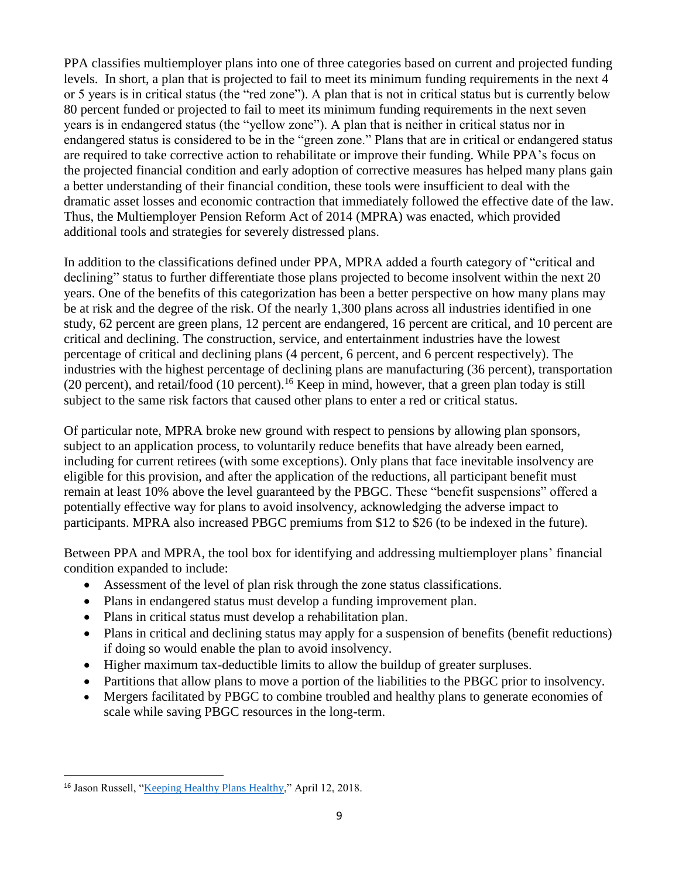PPA classifies multiemployer plans into one of three categories based on current and projected funding levels. In short, a plan that is projected to fail to meet its minimum funding requirements in the next 4 or 5 years is in critical status (the "red zone"). A plan that is not in critical status but is currently below 80 percent funded or projected to fail to meet its minimum funding requirements in the next seven years is in endangered status (the "yellow zone"). A plan that is neither in critical status nor in endangered status is considered to be in the "green zone." Plans that are in critical or endangered status are required to take corrective action to rehabilitate or improve their funding. While PPA's focus on the projected financial condition and early adoption of corrective measures has helped many plans gain a better understanding of their financial condition, these tools were insufficient to deal with the dramatic asset losses and economic contraction that immediately followed the effective date of the law. Thus, the Multiemployer Pension Reform Act of 2014 (MPRA) was enacted, which provided additional tools and strategies for severely distressed plans.

In addition to the classifications defined under PPA, MPRA added a fourth category of "critical and declining" status to further differentiate those plans projected to become insolvent within the next 20 years. One of the benefits of this categorization has been a better perspective on how many plans may be at risk and the degree of the risk. Of the nearly 1,300 plans across all industries identified in one study, 62 percent are green plans, 12 percent are endangered, 16 percent are critical, and 10 percent are critical and declining. The construction, service, and entertainment industries have the lowest percentage of critical and declining plans (4 percent, 6 percent, and 6 percent respectively). The industries with the highest percentage of declining plans are manufacturing (36 percent), transportation (20 percent), and retail/food (10 percent).[16] Keep in mind, however, that a green plan today is still subject to the same risk factors that caused other plans to enter a red or critical status.

Of particular note, MPRA broke new ground with respect to pensions by allowing plan sponsors, subject to an application process, to voluntarily reduce benefits that have already been earned, including for current retirees (with some exceptions). Only plans that face inevitable insolvency are eligible for this provision, and after the application of the reductions, all participant benefit must remain at least 10% above the level guaranteed by the PBGC. These "benefit suspensions" offered a potentially effective way for plans to avoid insolvency, acknowledging the adverse impact to participants. MPRA also increased PBGC premiums from $12 to $26 (to be indexed in the future).

Between PPA and MPRA, the tool box for identifying and addressing multiemployer plans' financial condition expanded to include:

- Assessment of the level of plan risk through the zone status classifications.
- Plans in endangered status must develop a funding improvement plan.
- Plans in critical status must develop a rehabilitation plan.
- Plans in critical and declining status may apply for a suspension of benefits (benefit reductions) if doing so would enable the plan to avoid insolvency.
- Higher maximum tax-deductible limits to allow the buildup of greater surpluses.
- Partitions that allow plans to move a portion of the liabilities to the PBGC prior to insolvency.
- Mergers facilitated by PBGC to combine troubled and healthy plans to generate economies of scale while saving PBGC resources in the long-term.

---

[16] Jason Russell, "Keeping Healthy Plans Healthy," April 12, 2018.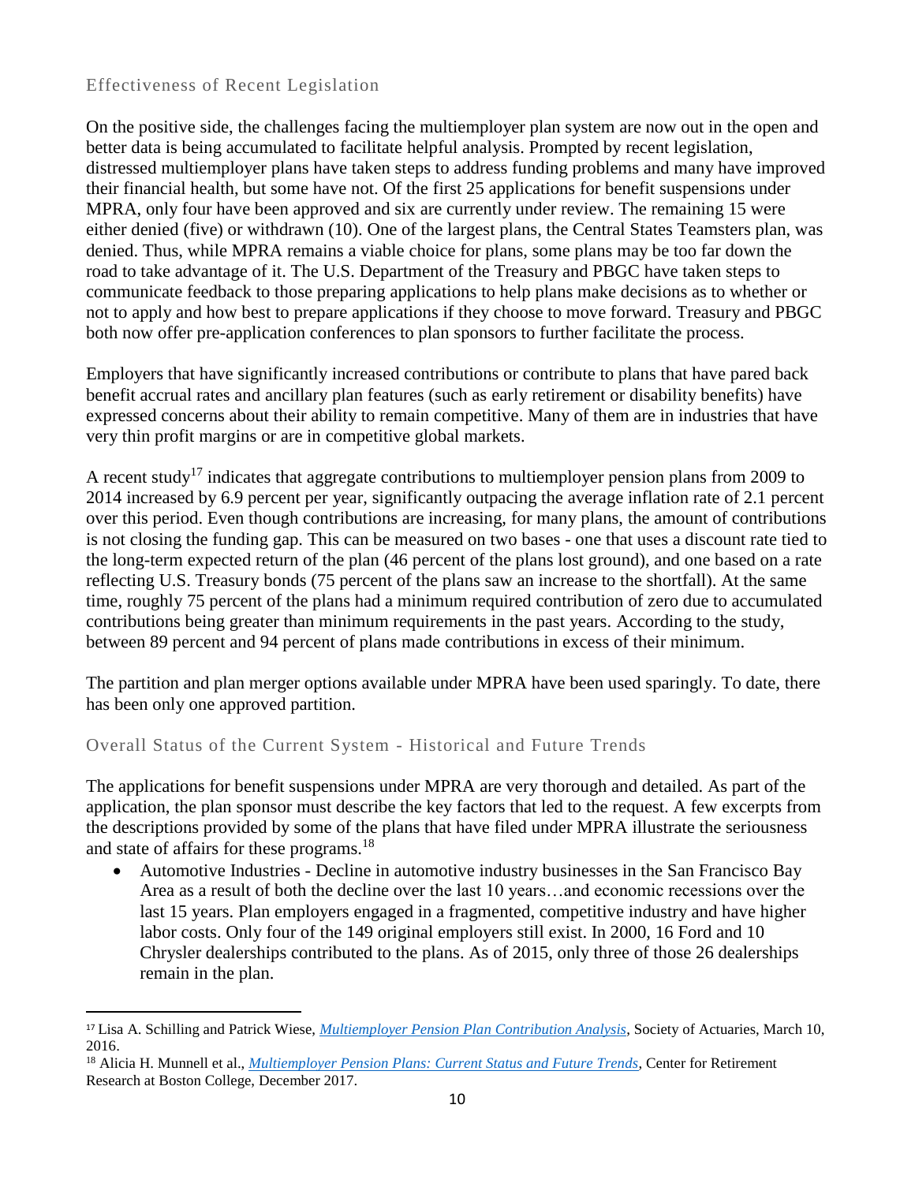## Effectiveness of Recent Legislation

On the positive side, the challenges facing the multiemployer plan system are now out in the open and better data is being accumulated to facilitate helpful analysis. Prompted by recent legislation, distressed multiemployer plans have taken steps to address funding problems and many have improved their financial health, but some have not. Of the first 25 applications for benefit suspensions under MPRA, only four have been approved and six are currently under review. The remaining 15 were either denied (five) or withdrawn (10). One of the largest plans, the Central States Teamsters plan, was denied. Thus, while MPRA remains a viable choice for plans, some plans may be too far down the road to take advantage of it. The U.S. Department of the Treasury and PBGC have taken steps to communicate feedback to those preparing applications to help plans make decisions as to whether or not to apply and how best to prepare applications if they choose to move forward. Treasury and PBGC both now offer pre-application conferences to plan sponsors to further facilitate the process.

Employers that have significantly increased contributions or contribute to plans that have pared back benefit accrual rates and ancillary plan features (such as early retirement or disability benefits) have expressed concerns about their ability to remain competitive. Many of them are in industries that have very thin profit margins or are in competitive global markets.

A recent study[17] indicates that aggregate contributions to multiemployer pension plans from 2009 to 2014 increased by 6.9 percent per year, significantly outpacing the average inflation rate of 2.1 percent over this period. Even though contributions are increasing, for many plans, the amount of contributions is not closing the funding gap. This can be measured on two bases - one that uses a discount rate tied to the long-term expected return of the plan (46 percent of the plans lost ground), and one based on a rate reflecting U.S. Treasury bonds (75 percent of the plans saw an increase to the shortfall). At the same time, roughly 75 percent of the plans had a minimum required contribution of zero due to accumulated contributions being greater than minimum requirements in the past years. According to the study, between 89 percent and 94 percent of plans made contributions in excess of their minimum.

The partition and plan merger options available under MPRA have been used sparingly. To date, there has been only one approved partition.

## Overall Status of the Current System - Historical and Future Trends

The applications for benefit suspensions under MPRA are very thorough and detailed. As part of the application, the plan sponsor must describe the key factors that led to the request. A few excerpts from the descriptions provided by some of the plans that have filed under MPRA illustrate the seriousness and state of affairs for these programs.[18]

- Automotive Industries - Decline in automotive industry businesses in the San Francisco Bay Area as a result of both the decline over the last 10 years…and economic recessions over the last 15 years. Plan employers engaged in a fragmented, competitive industry and have higher labor costs. Only four of the 149 original employers still exist. In 2000, 16 Ford and 10 Chrysler dealerships contributed to the plans. As of 2015, only three of those 26 dealerships remain in the plan.

---

[17] Lisa A. Schilling and Patrick Wiese, *Multiemployer Pension Plan Contribution Analysis*, Society of Actuaries, March 10, 2016.

[18] Alicia H. Munnell et al., *Multiemployer Pension Plans: Current Status and Future Trends*, Center for Retirement Research at Boston College, December 2017.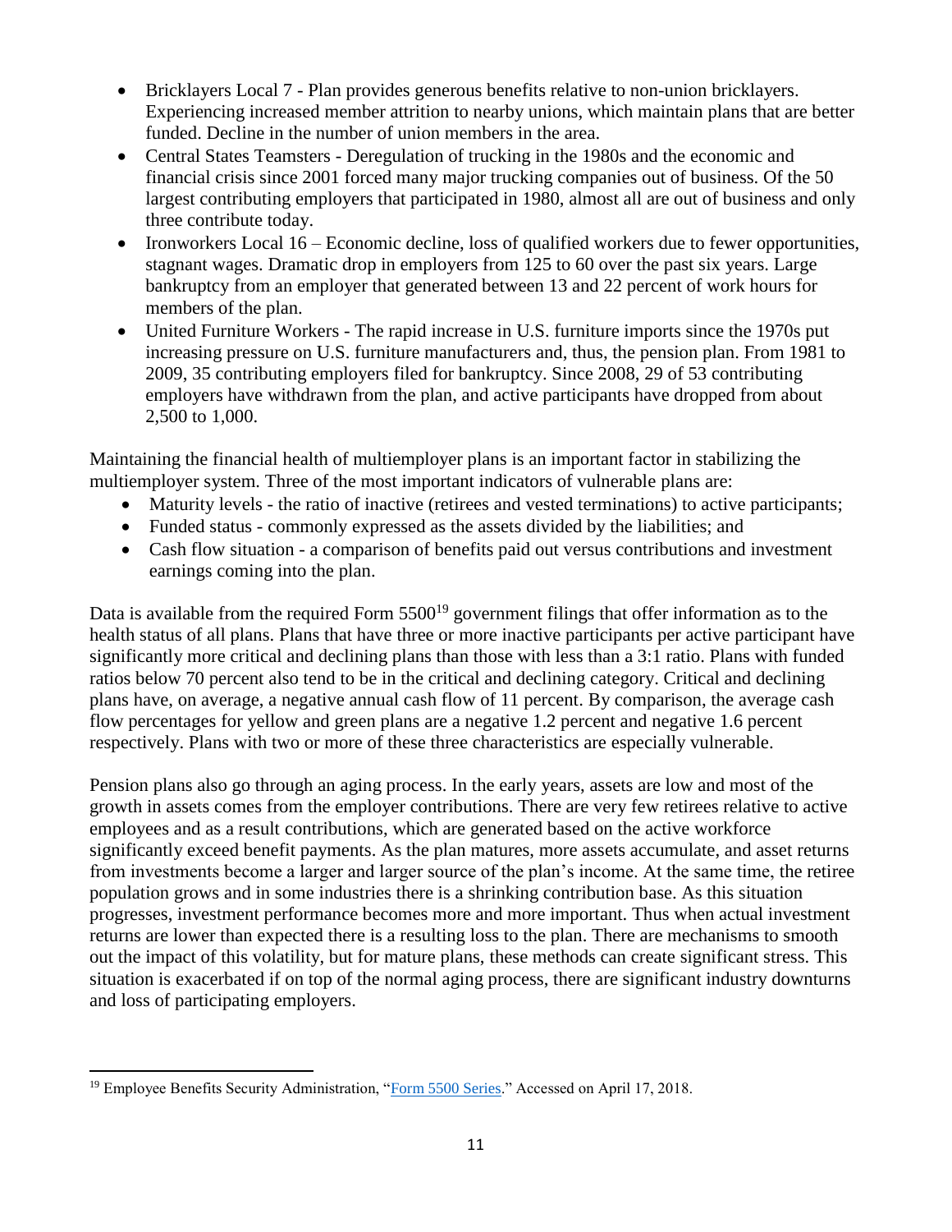- Bricklayers Local 7 - Plan provides generous benefits relative to non-union bricklayers. Experiencing increased member attrition to nearby unions, which maintain plans that are better funded. Decline in the number of union members in the area.
- Central States Teamsters - Deregulation of trucking in the 1980s and the economic and financial crisis since 2001 forced many major trucking companies out of business. Of the 50 largest contributing employers that participated in 1980, almost all are out of business and only three contribute today.
- Ironworkers Local 16 – Economic decline, loss of qualified workers due to fewer opportunities, stagnant wages. Dramatic drop in employers from 125 to 60 over the past six years. Large bankruptcy from an employer that generated between 13 and 22 percent of work hours for members of the plan.
- United Furniture Workers - The rapid increase in U.S. furniture imports since the 1970s put increasing pressure on U.S. furniture manufacturers and, thus, the pension plan. From 1981 to 2009, 35 contributing employers filed for bankruptcy. Since 2008, 29 of 53 contributing employers have withdrawn from the plan, and active participants have dropped from about 2,500 to 1,000.

Maintaining the financial health of multiemployer plans is an important factor in stabilizing the multiemployer system. Three of the most important indicators of vulnerable plans are:

- Maturity levels - the ratio of inactive (retirees and vested terminations) to active participants;
- Funded status - commonly expressed as the assets divided by the liabilities; and
- Cash flow situation - a comparison of benefits paid out versus contributions and investment earnings coming into the plan.

Data is available from the required Form 5500[19] government filings that offer information as to the health status of all plans. Plans that have three or more inactive participants per active participant have significantly more critical and declining plans than those with less than a 3:1 ratio. Plans with funded ratios below 70 percent also tend to be in the critical and declining category. Critical and declining plans have, on average, a negative annual cash flow of 11 percent. By comparison, the average cash flow percentages for yellow and green plans are a negative 1.2 percent and negative 1.6 percent respectively. Plans with two or more of these three characteristics are especially vulnerable.

Pension plans also go through an aging process. In the early years, assets are low and most of the growth in assets comes from the employer contributions. There are very few retirees relative to active employees and as a result contributions, which are generated based on the active workforce significantly exceed benefit payments. As the plan matures, more assets accumulate, and asset returns from investments become a larger and larger source of the plan's income. At the same time, the retiree population grows and in some industries there is a shrinking contribution base. As this situation progresses, investment performance becomes more and more important. Thus when actual investment returns are lower than expected there is a resulting loss to the plan. There are mechanisms to smooth out the impact of this volatility, but for mature plans, these methods can create significant stress. This situation is exacerbated if on top of the normal aging process, there are significant industry downturns and loss of participating employers.

---

[19] Employee Benefits Security Administration, "Form 5500 Series." Accessed on April 17, 2018.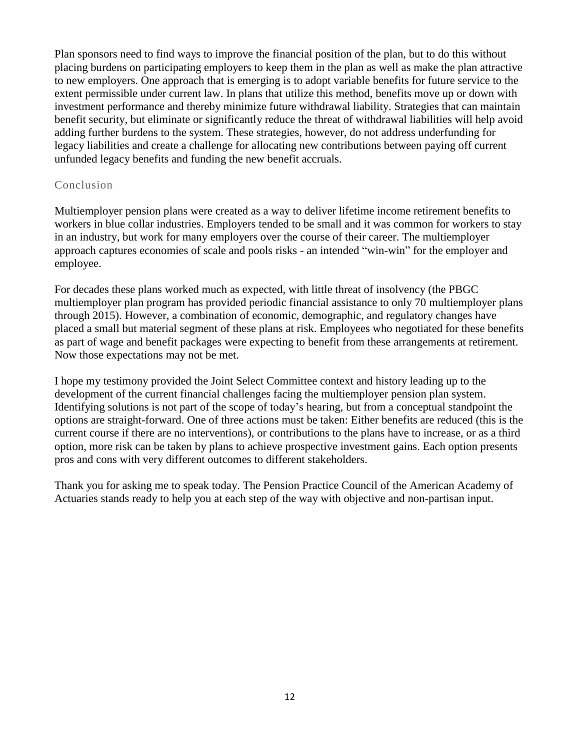Plan sponsors need to find ways to improve the financial position of the plan, but to do this without placing burdens on participating employers to keep them in the plan as well as make the plan attractive to new employers. One approach that is emerging is to adopt variable benefits for future service to the extent permissible under current law. In plans that utilize this method, benefits move up or down with investment performance and thereby minimize future withdrawal liability. Strategies that can maintain benefit security, but eliminate or significantly reduce the threat of withdrawal liabilities will help avoid adding further burdens to the system. These strategies, however, do not address underfunding for legacy liabilities and create a challenge for allocating new contributions between paying off current unfunded legacy benefits and funding the new benefit accruals.

## Conclusion

Multiemployer pension plans were created as a way to deliver lifetime income retirement benefits to workers in blue collar industries. Employers tended to be small and it was common for workers to stay in an industry, but work for many employers over the course of their career. The multiemployer approach captures economies of scale and pools risks - an intended "win-win" for the employer and employee.

For decades these plans worked much as expected, with little threat of insolvency (the PBGC multiemployer plan program has provided periodic financial assistance to only 70 multiemployer plans through 2015). However, a combination of economic, demographic, and regulatory changes have placed a small but material segment of these plans at risk. Employees who negotiated for these benefits as part of wage and benefit packages were expecting to benefit from these arrangements at retirement. Now those expectations may not be met.

I hope my testimony provided the Joint Select Committee context and history leading up to the development of the current financial challenges facing the multiemployer pension plan system. Identifying solutions is not part of the scope of today's hearing, but from a conceptual standpoint the options are straight-forward. One of three actions must be taken: Either benefits are reduced (this is the current course if there are no interventions), or contributions to the plans have to increase, or as a third option, more risk can be taken by plans to achieve prospective investment gains. Each option presents pros and cons with very different outcomes to different stakeholders.

Thank you for asking me to speak today. The Pension Practice Council of the American Academy of Actuaries stands ready to help you at each step of the way with objective and non-partisan input.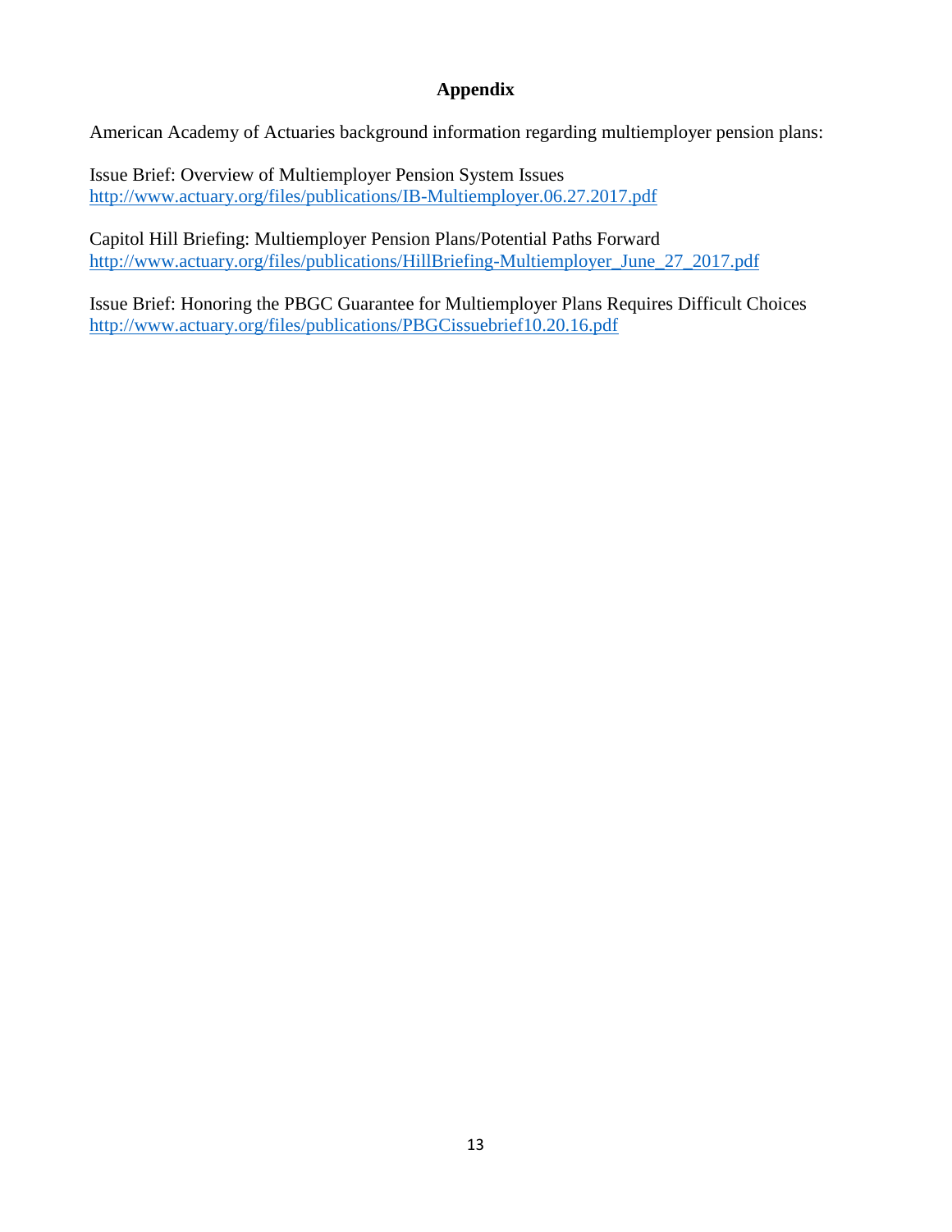# Appendix

American Academy of Actuaries background information regarding multiemployer pension plans:

Issue Brief: Overview of Multiemployer Pension System Issues
http://www.actuary.org/files/publications/IB-Multiemployer.06.27.2017.pdf

Capitol Hill Briefing: Multiemployer Pension Plans/Potential Paths Forward
http://www.actuary.org/files/publications/HillBriefing-Multiemployer_June_27_2017.pdf

Issue Brief: Honoring the PBGC Guarantee for Multiemployer Plans Requires Difficult Choices
http://www.actuary.org/files/publications/PBGCissuebrief10.20.16.pdf